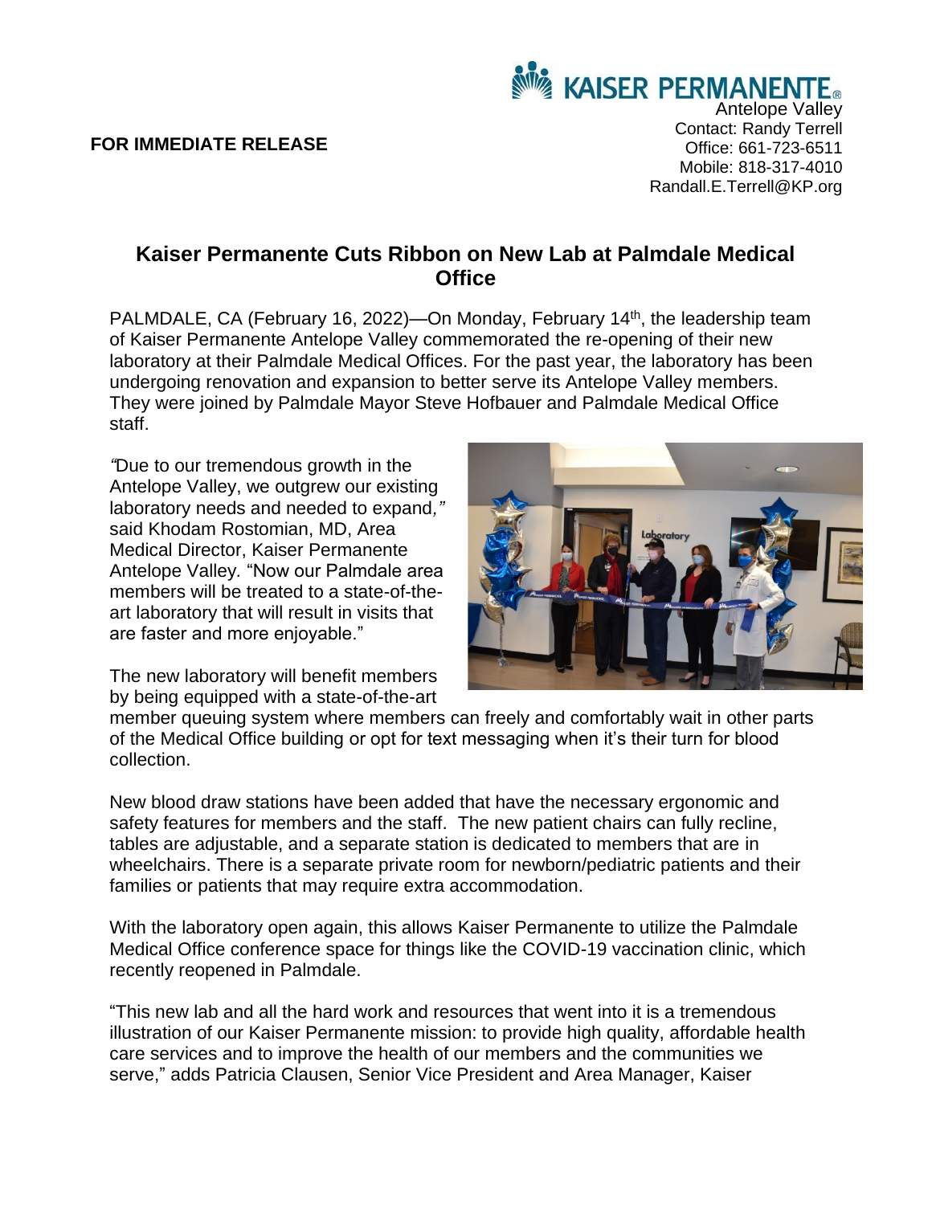KAISER PERMANENTE®
Antelope Valley
Contact: Randy Terrell
Office: 661-723-6511
Mobile: 818-317-4010
Randall.E.Terrell@KP.org

**FOR IMMEDIATE RELEASE**

# Kaiser Permanente Cuts Ribbon on New Lab at Palmdale Medical Office

PALMDALE, CA (February 16, 2022)—On Monday, February 14th, the leadership team of Kaiser Permanente Antelope Valley commemorated the re-opening of their new laboratory at their Palmdale Medical Offices. For the past year, the laboratory has been undergoing renovation and expansion to better serve its Antelope Valley members. They were joined by Palmdale Mayor Steve Hofbauer and Palmdale Medical Office staff.

*"*Due to our tremendous growth in the Antelope Valley, we outgrew our existing laboratory needs and needed to expand*,"* said Khodam Rostomian, MD, Area Medical Director, Kaiser Permanente Antelope Valley*.* "Now our Palmdale area members will be treated to a state-of-the-art laboratory that will result in visits that are faster and more enjoyable."

The new laboratory will benefit members by being equipped with a state-of-the-art member queuing system where members can freely and comfortably wait in other parts of the Medical Office building or opt for text messaging when it's their turn for blood collection.

New blood draw stations have been added that have the necessary ergonomic and safety features for members and the staff. The new patient chairs can fully recline, tables are adjustable, and a separate station is dedicated to members that are in wheelchairs. There is a separate private room for newborn/pediatric patients and their families or patients that may require extra accommodation.

With the laboratory open again, this allows Kaiser Permanente to utilize the Palmdale Medical Office conference space for things like the COVID-19 vaccination clinic, which recently reopened in Palmdale.

"This new lab and all the hard work and resources that went into it is a tremendous illustration of our Kaiser Permanente mission: to provide high quality, affordable health care services and to improve the health of our members and the communities we serve," adds Patricia Clausen, Senior Vice President and Area Manager, Kaiser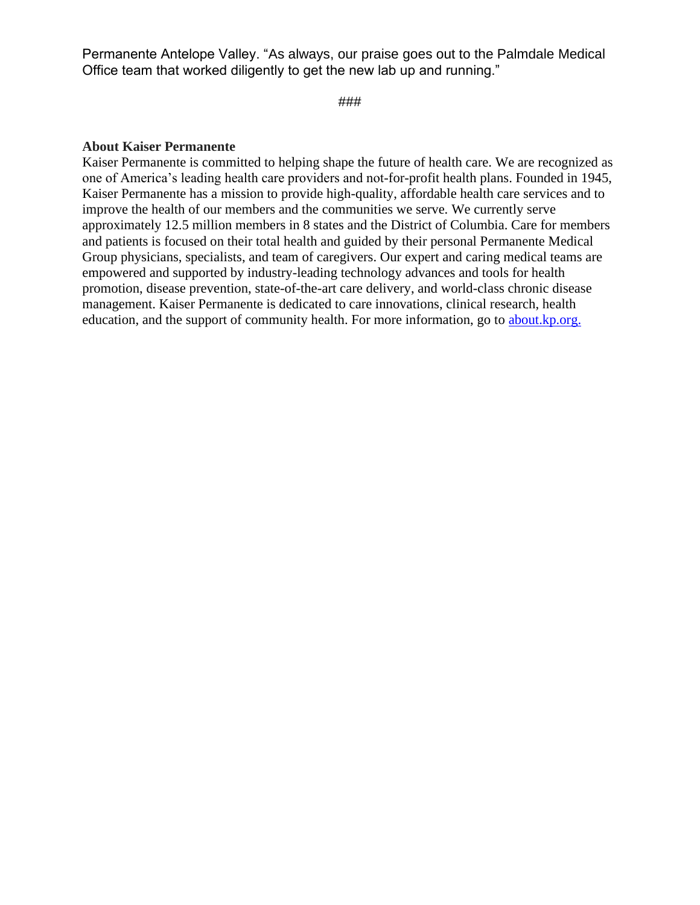Permanente Antelope Valley. “As always, our praise goes out to the Palmdale Medical Office team that worked diligently to get the new lab up and running.”

###

**About Kaiser Permanente**

Kaiser Permanente is committed to helping shape the future of health care. We are recognized as one of America’s leading health care providers and not-for-profit health plans. Founded in 1945, Kaiser Permanente has a mission to provide high-quality, affordable health care services and to improve the health of our members and the communities we serve. We currently serve approximately 12.5 million members in 8 states and the District of Columbia. Care for members and patients is focused on their total health and guided by their personal Permanente Medical Group physicians, specialists, and team of caregivers. Our expert and caring medical teams are empowered and supported by industry-leading technology advances and tools for health promotion, disease prevention, state-of-the-art care delivery, and world-class chronic disease management. Kaiser Permanente is dedicated to care innovations, clinical research, health education, and the support of community health. For more information, go to about.kp.org.